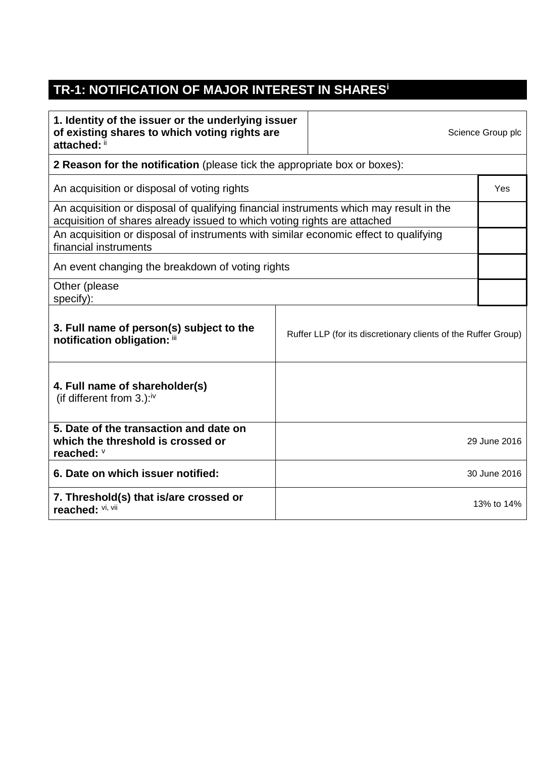# TR-1: NOTIFICATION OF MAJOR INTEREST IN SHARES[i]

| | |
|---|---|
| **1. Identity of the issuer or the underlying issuer of existing shares to which voting rights are attached:** [ii] | Science Group plc |
| **2 Reason for the notification** (please tick the appropriate box or boxes): | |
| An acquisition or disposal of voting rights | Yes |
| An acquisition or disposal of qualifying financial instruments which may result in the acquisition of shares already issued to which voting rights are attached | |
| An acquisition or disposal of instruments with similar economic effect to qualifying financial instruments | |
| An event changing the breakdown of voting rights | |
| Other (please specify): | |
| **3. Full name of person(s) subject to the notification obligation:** [iii] | Ruffer LLP (for its discretionary clients of the Ruffer Group) |
| **4. Full name of shareholder(s)** (if different from 3.):[iv] | |
| **5. Date of the transaction and date on which the threshold is crossed or reached:** [v] | 29 June 2016 |
| **6. Date on which issuer notified:** | 30 June 2016 |
| **7. Threshold(s) that is/are crossed or reached:** [vi, vii] | 13% to 14% |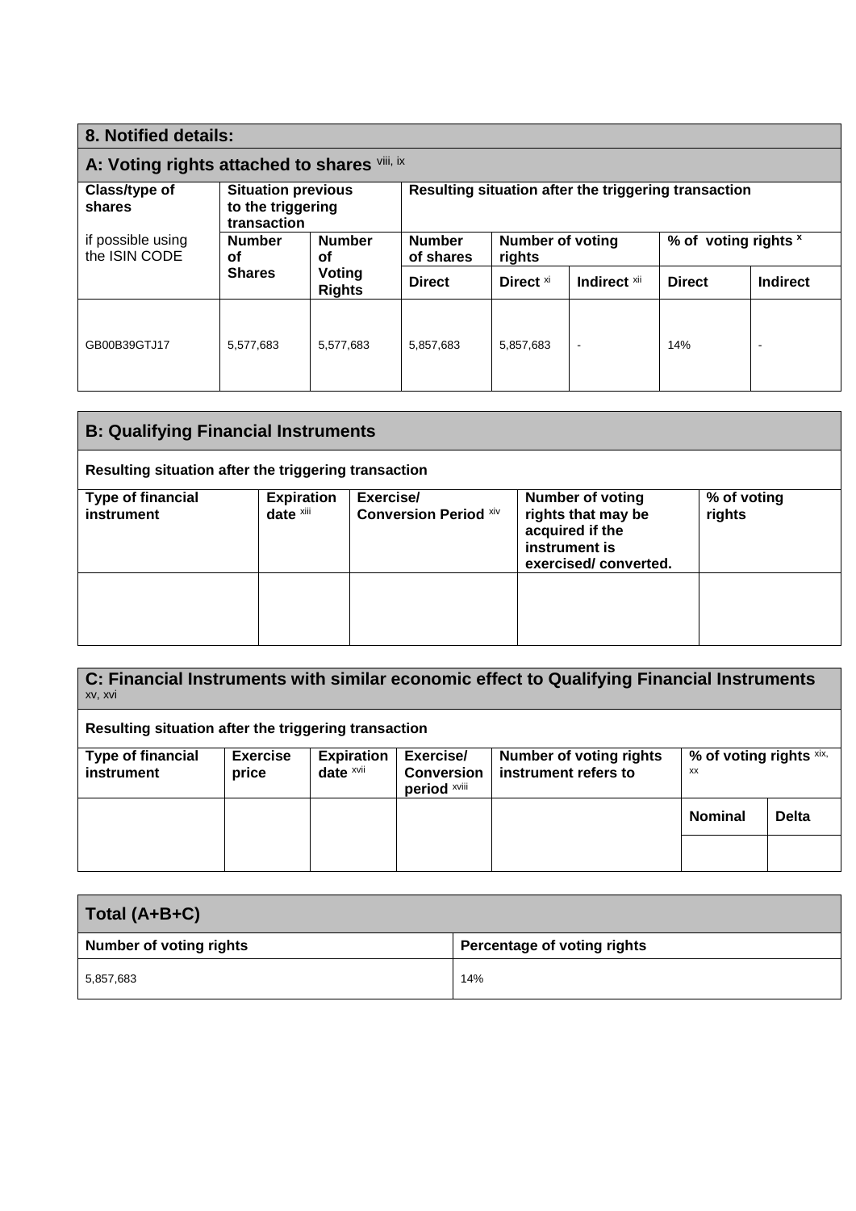## 8. Notified details:

### A: Voting rights attached to shares viii, ix

| Class/type of shares if possible using the ISIN CODE | Situation previous to the triggering transaction | | Resulting situation after the triggering transaction | | | | |
|---|---|---|---|---|---|---|---|
| | Number of Shares | Number of Voting Rights | Number of shares | Number of voting rights | | % of voting rights x | |
| | | | Direct | Direct xi | Indirect xii | Direct | Indirect |
| GB00B39GTJ17 | 5,577,683 | 5,577,683 | 5,857,683 | 5,857,683 | - | 14% | - |

### B: Qualifying Financial Instruments

**Resulting situation after the triggering transaction**

| Type of financial instrument | Expiration date xiii | Exercise/ Conversion Period xiv | Number of voting rights that may be acquired if the instrument is exercised/ converted. | % of voting rights |
|---|---|---|---|---|
| | | | | |

### C: Financial Instruments with similar economic effect to Qualifying Financial Instruments xv, xvi

**Resulting situation after the triggering transaction**

| Type of financial instrument | Exercise price | Expiration date xvii | Exercise/ Conversion period xviii | Number of voting rights instrument refers to | % of voting rights xix, xx | |
|---|---|---|---|---|---|---|
| | | | | | Nominal | Delta |
| | | | | | | |

### Total (A+B+C)

| Number of voting rights | Percentage of voting rights |
|---|---|
| 5,857,683 | 14% |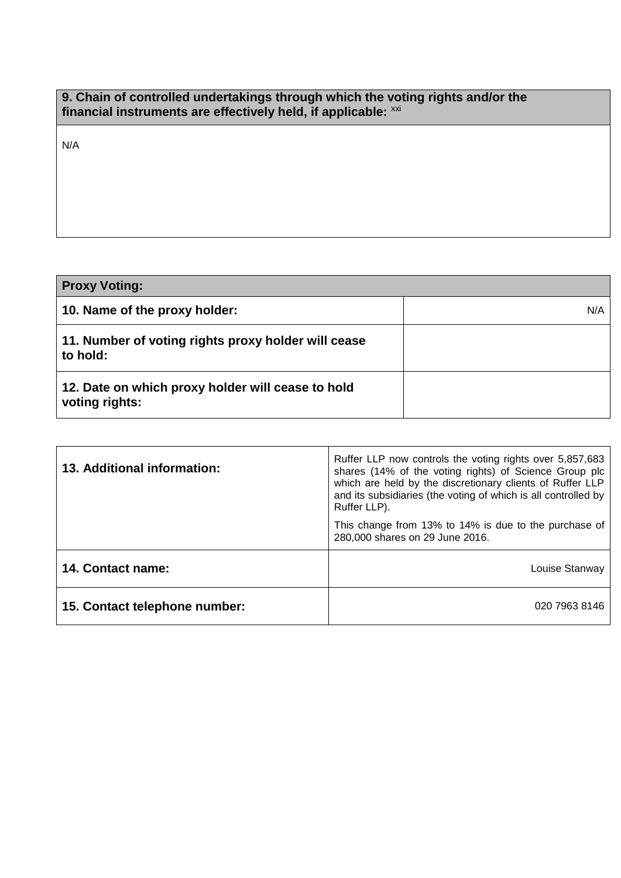| 9. Chain of controlled undertakings through which the voting rights and/or the financial instruments are effectively held, if applicable: [xxi] |
|---|
| N/A |

| Proxy Voting: | |
|---|---|
| 10. Name of the proxy holder: | N/A |
| 11. Number of voting rights proxy holder will cease to hold: | |
| 12. Date on which proxy holder will cease to hold voting rights: | |

| | |
|---|---|
| 13. Additional information: | Ruffer LLP now controls the voting rights over 5,857,683 shares (14% of the voting rights) of Science Group plc which are held by the discretionary clients of Ruffer LLP and its subsidiaries (the voting of which is all controlled by Ruffer LLP).<br><br>This change from 13% to 14% is due to the purchase of 280,000 shares on 29 June 2016. |
| 14. Contact name: | Louise Stanway |
| 15. Contact telephone number: | 020 7963 8146 |